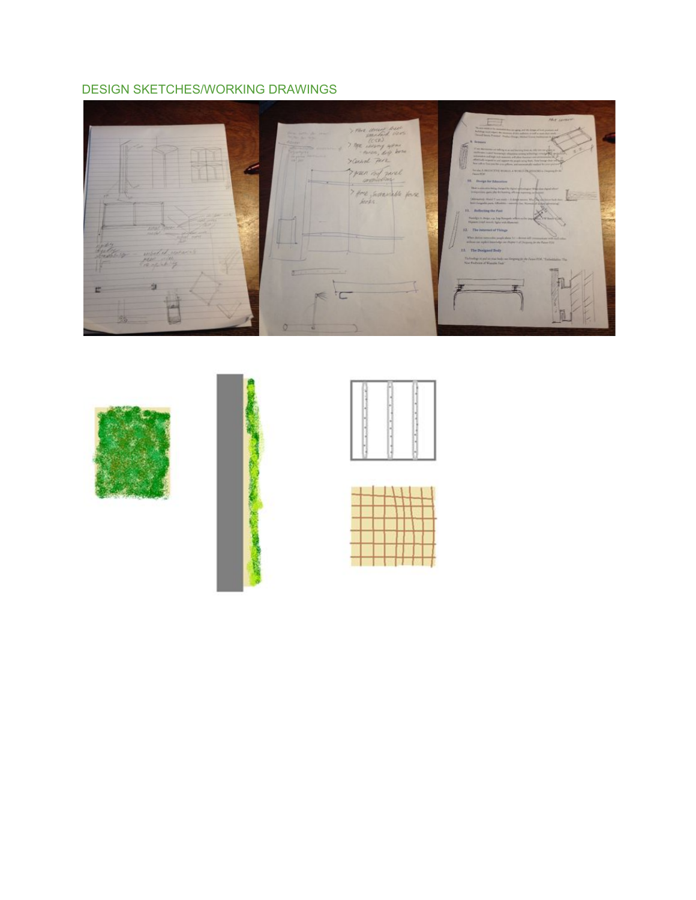## DESIGN SKETCHES/WORKING DRAWINGS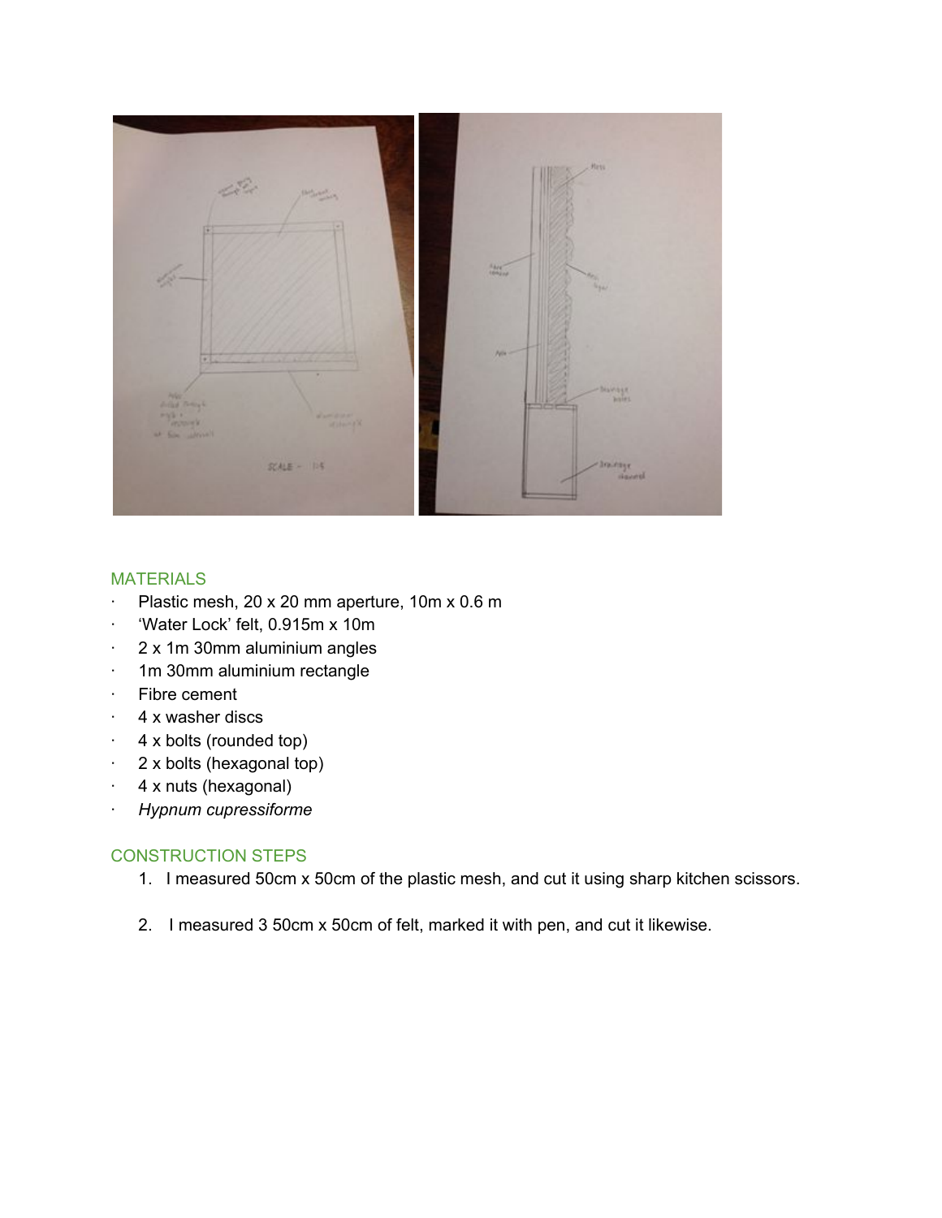## MATERIALS

- Plastic mesh, 20 x 20 mm aperture, 10m x 0.6 m
- 'Water Lock' felt, 0.915m x 10m
- 2 x 1m 30mm aluminium angles
- 1m 30mm aluminium rectangle
- Fibre cement
- 4 x washer discs
- 4 x bolts (rounded top)
- 2 x bolts (hexagonal top)
- 4 x nuts (hexagonal)
- *Hypnum cupressiforme*

## CONSTRUCTION STEPS

1. I measured 50cm x 50cm of the plastic mesh, and cut it using sharp kitchen scissors.

2. I measured 3 50cm x 50cm of felt, marked it with pen, and cut it likewise.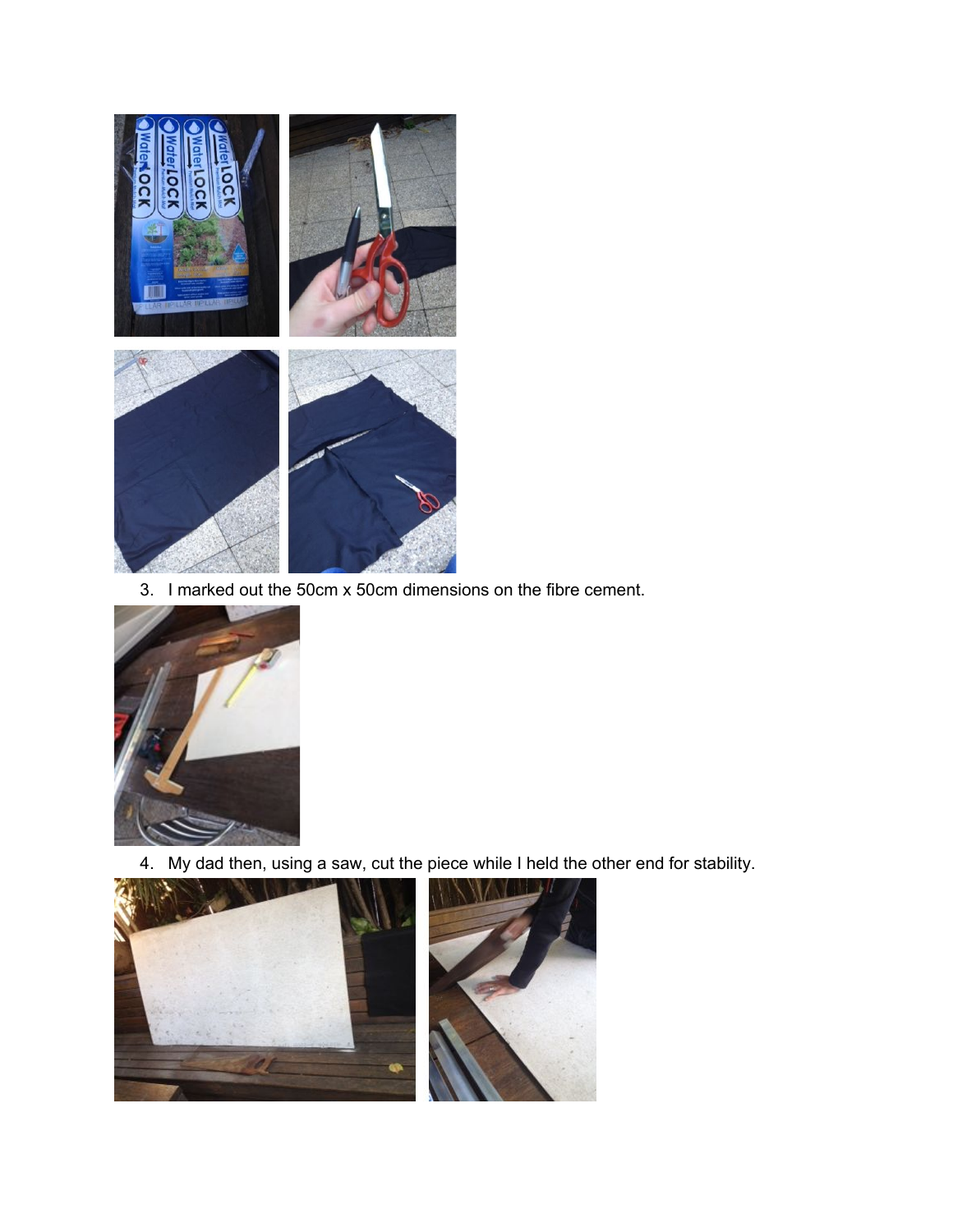3. I marked out the 50cm x 50cm dimensions on the fibre cement.

4. My dad then, using a saw, cut the piece while I held the other end for stability.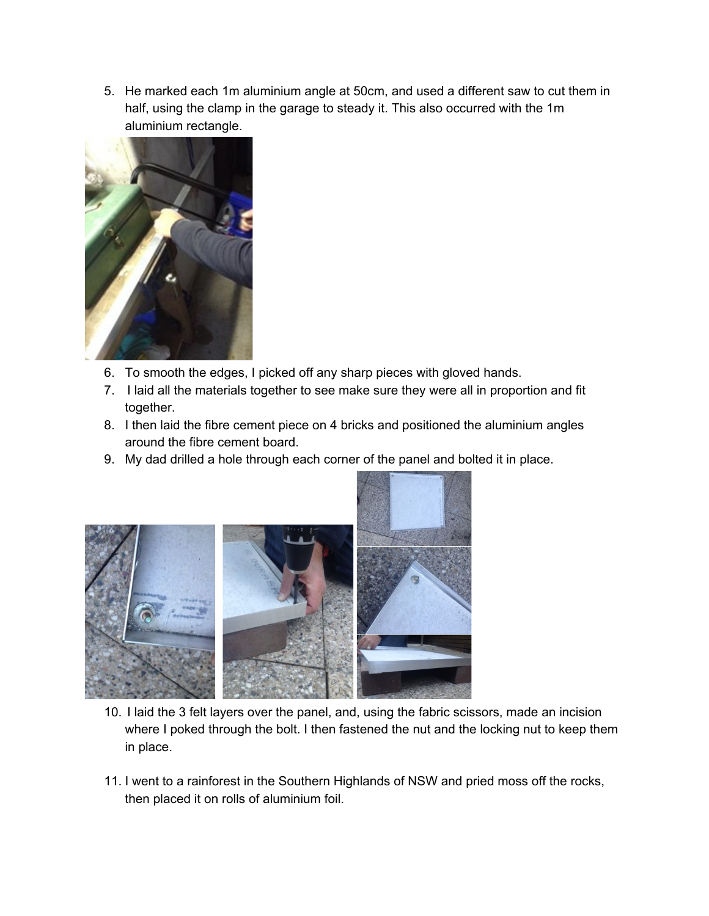5. He marked each 1m aluminium angle at 50cm, and used a different saw to cut them in half, using the clamp in the garage to steady it. This also occurred with the 1m aluminium rectangle.
6. To smooth the edges, I picked off any sharp pieces with gloved hands.
7. I laid all the materials together to see make sure they were all in proportion and fit together.
8. I then laid the fibre cement piece on 4 bricks and positioned the aluminium angles around the fibre cement board.
9. My dad drilled a hole through each corner of the panel and bolted it in place.
10. I laid the 3 felt layers over the panel, and, using the fabric scissors, made an incision where I poked through the bolt. I then fastened the nut and the locking nut to keep them in place.
11. I went to a rainforest in the Southern Highlands of NSW and pried moss off the rocks, then placed it on rolls of aluminium foil.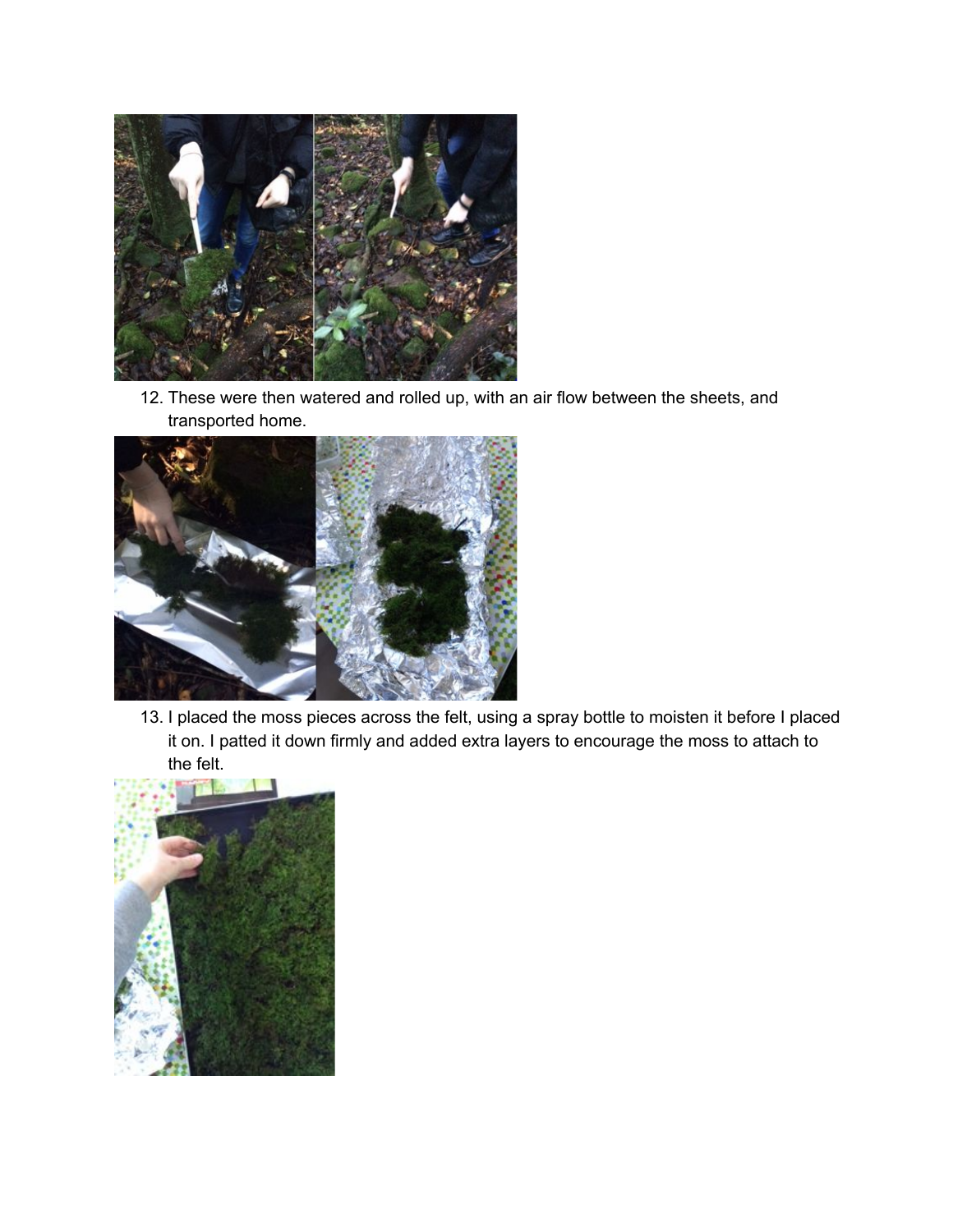12. These were then watered and rolled up, with an air flow between the sheets, and transported home.

13. I placed the moss pieces across the felt, using a spray bottle to moisten it before I placed it on. I patted it down firmly and added extra layers to encourage the moss to attach to the felt.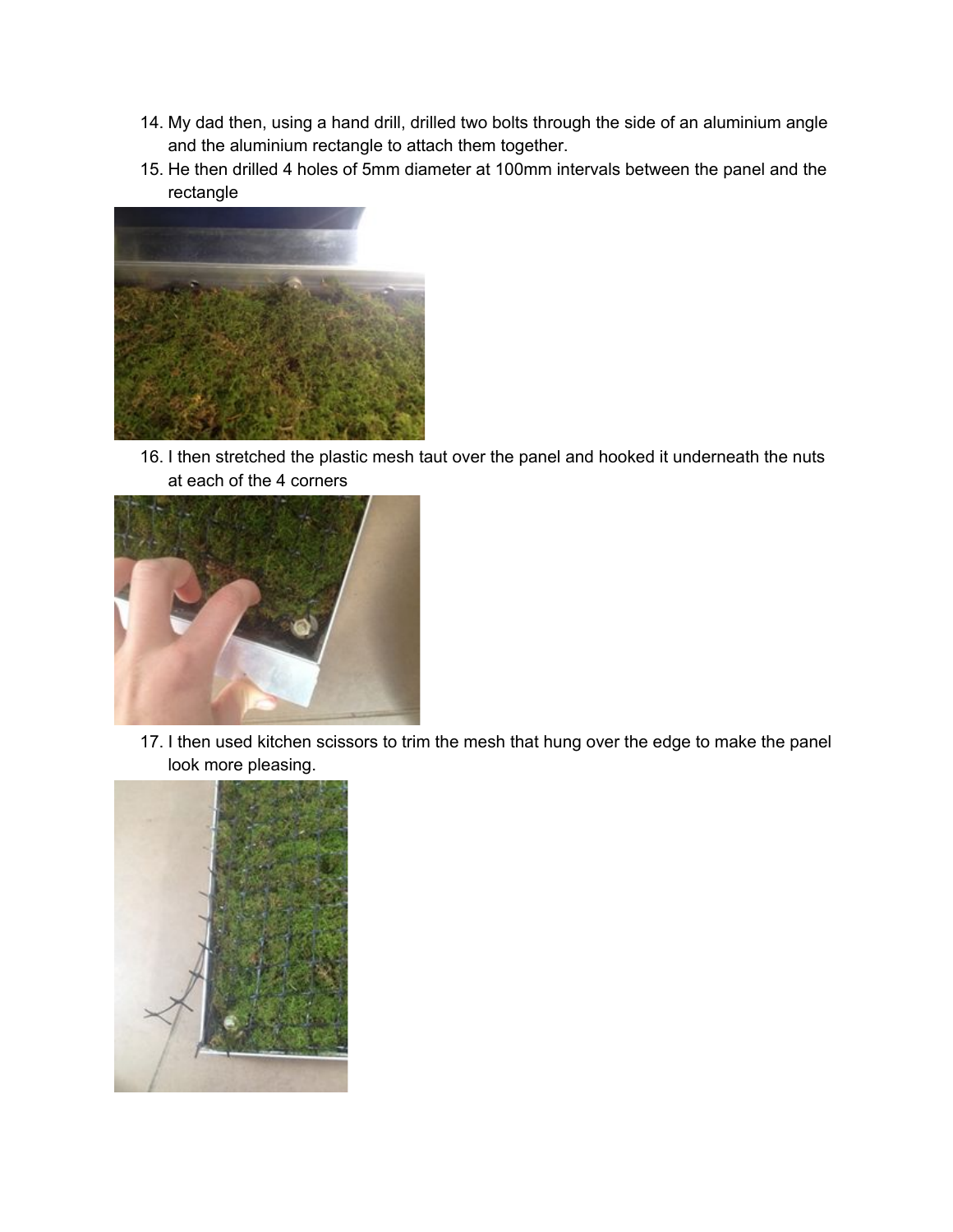14. My dad then, using a hand drill, drilled two bolts through the side of an aluminium angle and the aluminium rectangle to attach them together.
15. He then drilled 4 holes of 5mm diameter at 100mm intervals between the panel and the rectangle
16. I then stretched the plastic mesh taut over the panel and hooked it underneath the nuts at each of the 4 corners
17. I then used kitchen scissors to trim the mesh that hung over the edge to make the panel look more pleasing.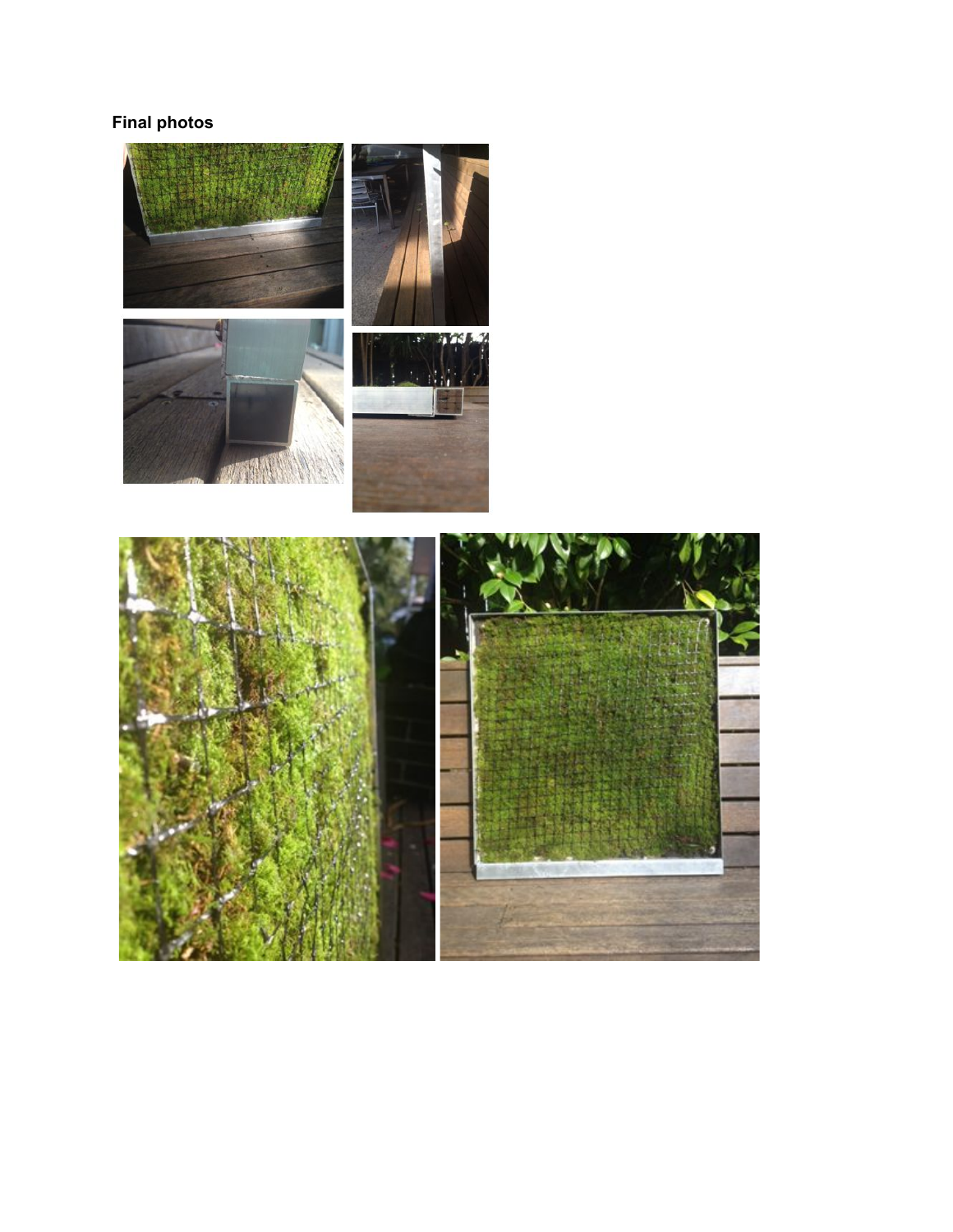**Final photos**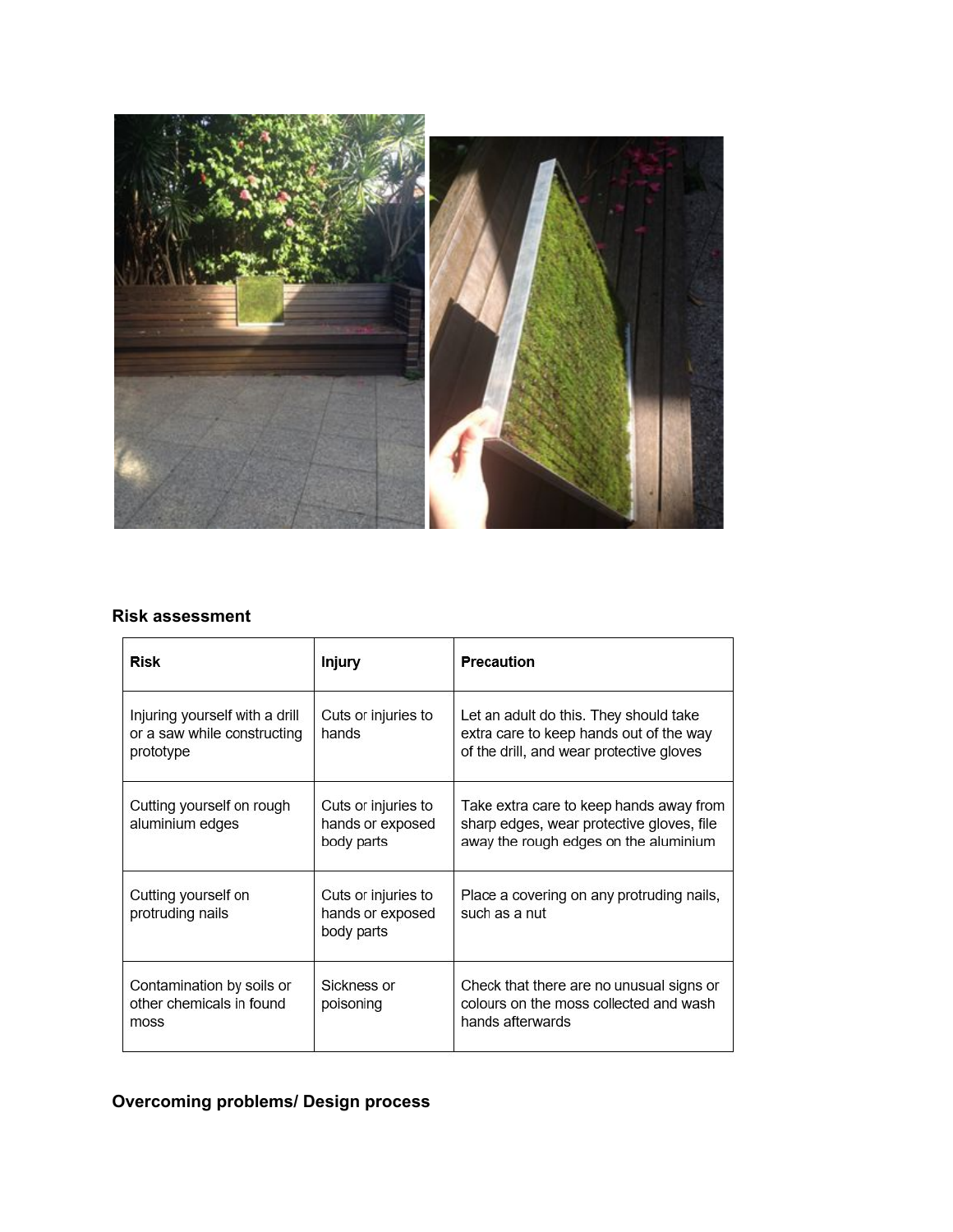## Risk assessment

| Risk | Injury | Precaution |
|---|---|---|
| Injuring yourself with a drill or a saw while constructing prototype | Cuts or injuries to hands | Let an adult do this. They should take extra care to keep hands out of the way of the drill, and wear protective gloves |
| Cutting yourself on rough aluminium edges | Cuts or injuries to hands or exposed body parts | Take extra care to keep hands away from sharp edges, wear protective gloves, file away the rough edges on the aluminium |
| Cutting yourself on protruding nails | Cuts or injuries to hands or exposed body parts | Place a covering on any protruding nails, such as a nut |
| Contamination by soils or other chemicals in found moss | Sickness or poisoning | Check that there are no unusual signs or colours on the moss collected and wash hands afterwards |

## Overcoming problems/ Design process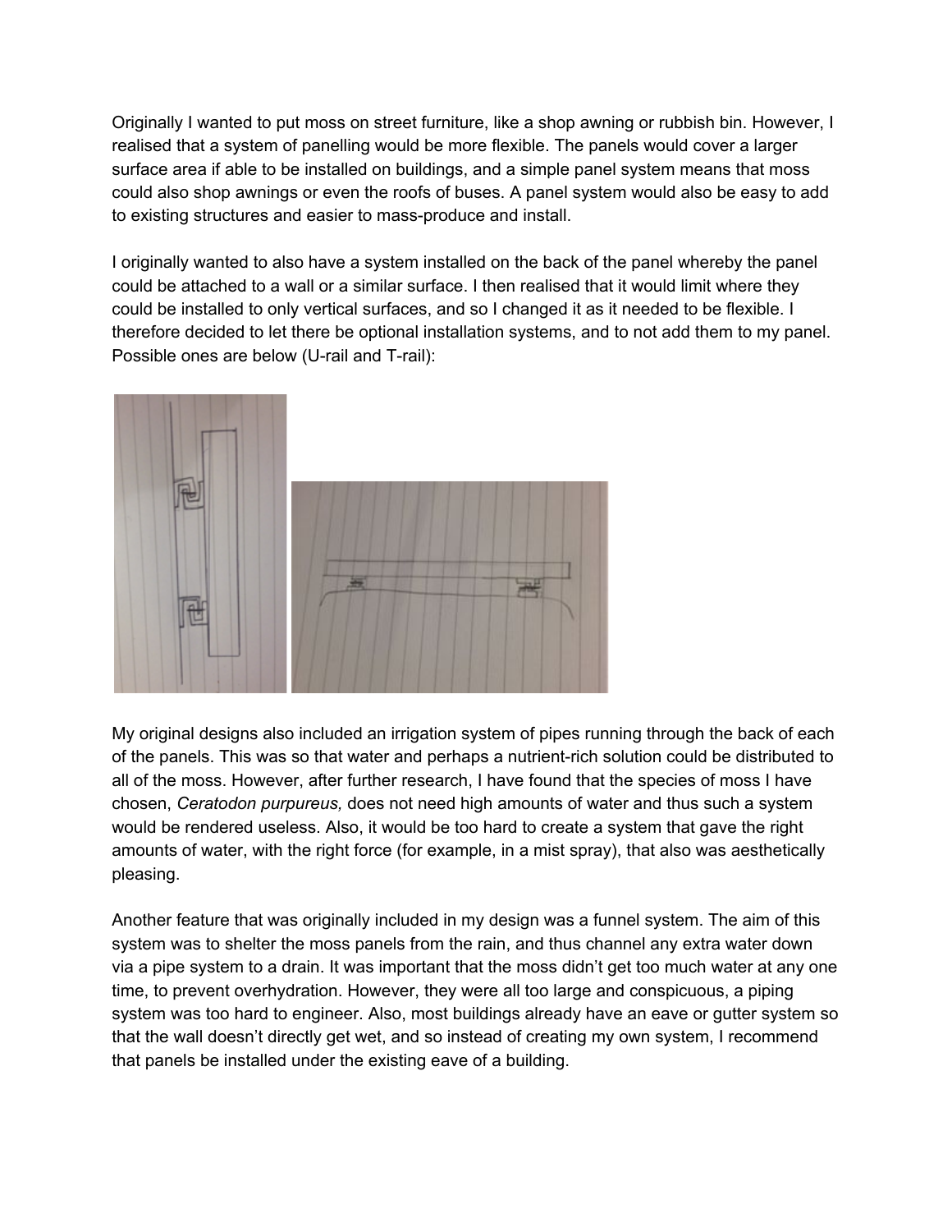Originally I wanted to put moss on street furniture, like a shop awning or rubbish bin. However, I realised that a system of panelling would be more flexible. The panels would cover a larger surface area if able to be installed on buildings, and a simple panel system means that moss could also shop awnings or even the roofs of buses. A panel system would also be easy to add to existing structures and easier to mass-produce and install.

I originally wanted to also have a system installed on the back of the panel whereby the panel could be attached to a wall or a similar surface. I then realised that it would limit where they could be installed to only vertical surfaces, and so I changed it as it needed to be flexible. I therefore decided to let there be optional installation systems, and to not add them to my panel. Possible ones are below (U-rail and T-rail):

My original designs also included an irrigation system of pipes running through the back of each of the panels. This was so that water and perhaps a nutrient-rich solution could be distributed to all of the moss. However, after further research, I have found that the species of moss I have chosen, *Ceratodon purpureus,* does not need high amounts of water and thus such a system would be rendered useless. Also, it would be too hard to create a system that gave the right amounts of water, with the right force (for example, in a mist spray), that also was aesthetically pleasing.

Another feature that was originally included in my design was a funnel system. The aim of this system was to shelter the moss panels from the rain, and thus channel any extra water down via a pipe system to a drain. It was important that the moss didn't get too much water at any one time, to prevent overhydration. However, they were all too large and conspicuous, a piping system was too hard to engineer. Also, most buildings already have an eave or gutter system so that the wall doesn't directly get wet, and so instead of creating my own system, I recommend that panels be installed under the existing eave of a building.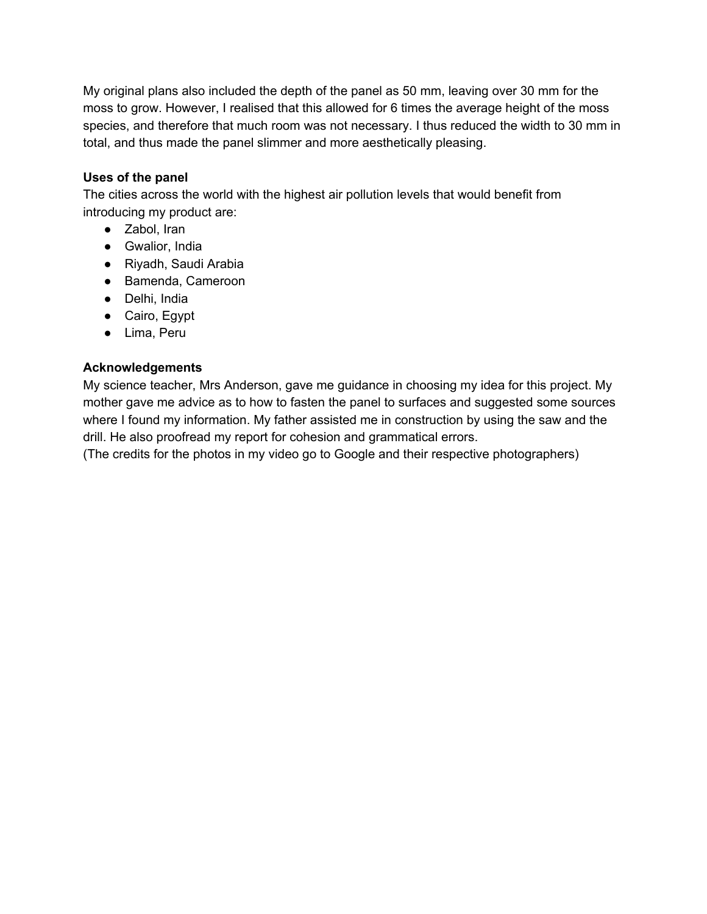My original plans also included the depth of the panel as 50 mm, leaving over 30 mm for the moss to grow. However, I realised that this allowed for 6 times the average height of the moss species, and therefore that much room was not necessary. I thus reduced the width to 30 mm in total, and thus made the panel slimmer and more aesthetically pleasing.

**Uses of the panel**

The cities across the world with the highest air pollution levels that would benefit from introducing my product are:

- Zabol, Iran
- Gwalior, India
- Riyadh, Saudi Arabia
- Bamenda, Cameroon
- Delhi, India
- Cairo, Egypt
- Lima, Peru

**Acknowledgements**

My science teacher, Mrs Anderson, gave me guidance in choosing my idea for this project. My mother gave me advice as to how to fasten the panel to surfaces and suggested some sources where I found my information. My father assisted me in construction by using the saw and the drill. He also proofread my report for cohesion and grammatical errors.

(The credits for the photos in my video go to Google and their respective photographers)